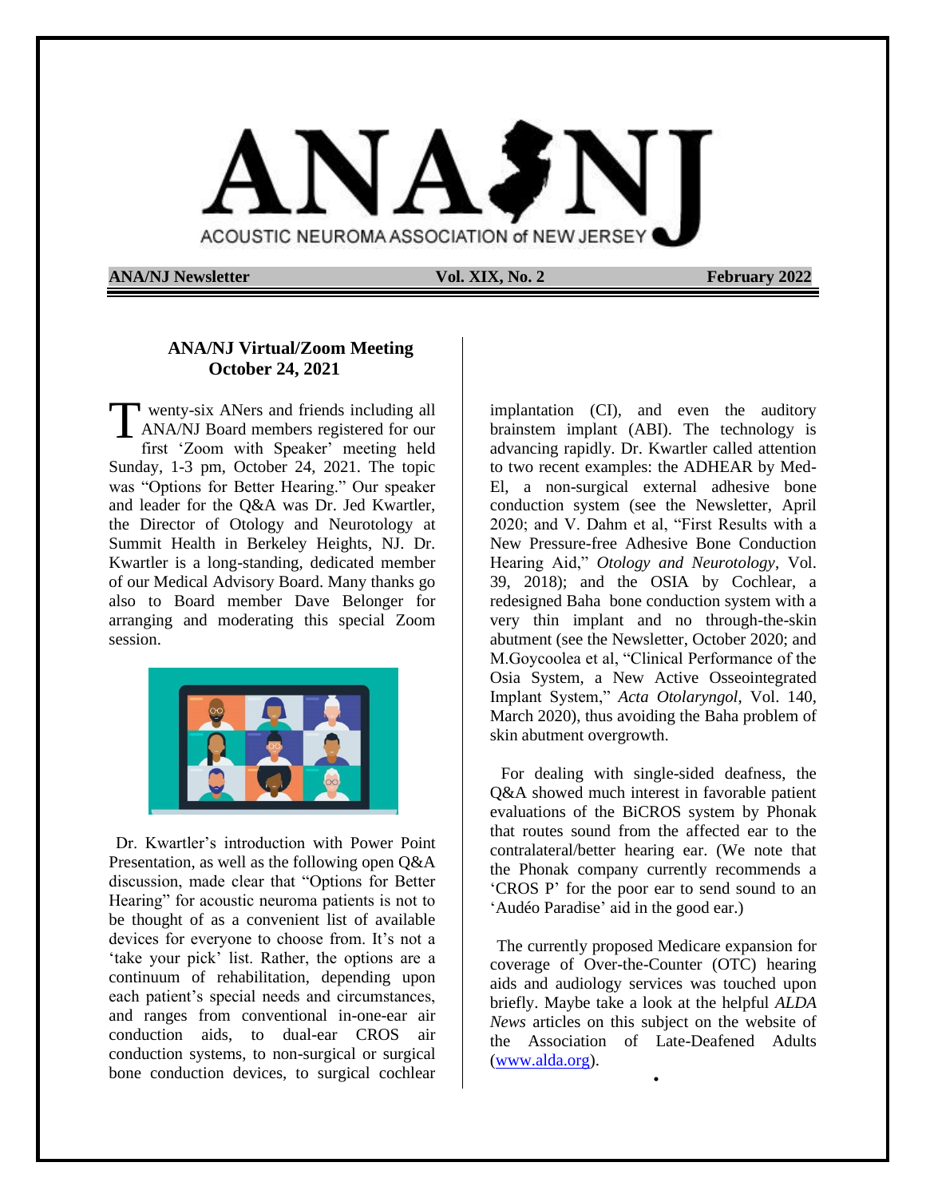# ANA NJ

ACOUSTIC NEUROMA ASSOCIATION of NEW JERSEY

**ANA/NJ Newsletter** **Vol. XIX, No. 2** **February 2022**

## ANA/NJ Virtual/Zoom Meeting October 24, 2021

Twenty-six ANers and friends including all ANA/NJ Board members registered for our first 'Zoom with Speaker' meeting held Sunday, 1-3 pm, October 24, 2021. The topic was "Options for Better Hearing." Our speaker and leader for the Q&A was Dr. Jed Kwartler, the Director of Otology and Neurotology at Summit Health in Berkeley Heights, NJ. Dr. Kwartler is a long-standing, dedicated member of our Medical Advisory Board. Many thanks go also to Board member Dave Belonger for arranging and moderating this special Zoom session.

Dr. Kwartler's introduction with Power Point Presentation, as well as the following open Q&A discussion, made clear that "Options for Better Hearing" for acoustic neuroma patients is not to be thought of as a convenient list of available devices for everyone to choose from. It's not a 'take your pick' list. Rather, the options are a continuum of rehabilitation, depending upon each patient's special needs and circumstances, and ranges from conventional in-one-ear air conduction aids, to dual-ear CROS air conduction systems, to non-surgical or surgical bone conduction devices, to surgical cochlear implantation (CI), and even the auditory brainstem implant (ABI). The technology is advancing rapidly. Dr. Kwartler called attention to two recent examples: the ADHEAR by Med-El, a non-surgical external adhesive bone conduction system (see the Newsletter, April 2020; and V. Dahm et al, "First Results with a New Pressure-free Adhesive Bone Conduction Hearing Aid," *Otology and Neurotology*, Vol. 39, 2018); and the OSIA by Cochlear, a redesigned Baha bone conduction system with a very thin implant and no through-the-skin abutment (see the Newsletter, October 2020; and M.Goycoolea et al, "Clinical Performance of the Osia System, a New Active Osseointegrated Implant System," *Acta Otolaryngol*, Vol. 140, March 2020), thus avoiding the Baha problem of skin abutment overgrowth.

For dealing with single-sided deafness, the Q&A showed much interest in favorable patient evaluations of the BiCROS system by Phonak that routes sound from the affected ear to the contralateral/better hearing ear. (We note that the Phonak company currently recommends a 'CROS P' for the poor ear to send sound to an 'Audéo Paradise' aid in the good ear.)

The currently proposed Medicare expansion for coverage of Over-the-Counter (OTC) hearing aids and audiology services was touched upon briefly. Maybe take a look at the helpful *ALDA News* articles on this subject on the website of the Association of Late-Deafened Adults (www.alda.org).

•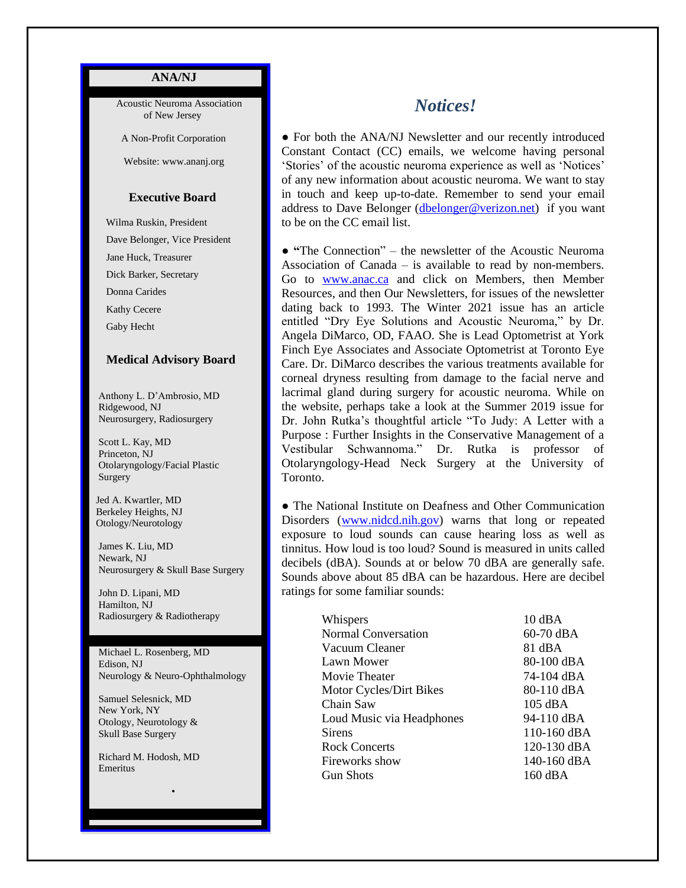**ANA/NJ**

Acoustic Neuroma Association of New Jersey

A Non-Profit Corporation

Website: www.ananj.org

### Executive Board

Wilma Ruskin, President

Dave Belonger, Vice President

Jane Huck, Treasurer

Dick Barker, Secretary

Donna Carides

Kathy Cecere

Gaby Hecht

### Medical Advisory Board

Anthony L. D'Ambrosio, MD
Ridgewood, NJ
Neurosurgery, Radiosurgery

Scott L. Kay, MD
Princeton, NJ
Otolaryngology/Facial Plastic Surgery

Jed A. Kwartler, MD
Berkeley Heights, NJ
Otology/Neurotology

James K. Liu, MD
Newark, NJ
Neurosurgery & Skull Base Surgery

John D. Lipani, MD
Hamilton, NJ
Radiosurgery & Radiotherapy

Michael L. Rosenberg, MD
Edison, NJ
Neurology & Neuro-Ophthalmology

Samuel Selesnick, MD
New York, NY
Otology, Neurotology & Skull Base Surgery

Richard M. Hodosh, MD
Emeritus

## *Notices!*

● For both the ANA/NJ Newsletter and our recently introduced Constant Contact (CC) emails, we welcome having personal 'Stories' of the acoustic neuroma experience as well as 'Notices' of any new information about acoustic neuroma. We want to stay in touch and keep up-to-date. Remember to send your email address to Dave Belonger (dbelonger@verizon.net) if you want to be on the CC email list.

● "The Connection" – the newsletter of the Acoustic Neuroma Association of Canada – is available to read by non-members. Go to www.anac.ca and click on Members, then Member Resources, and then Our Newsletters, for issues of the newsletter dating back to 1993. The Winter 2021 issue has an article entitled "Dry Eye Solutions and Acoustic Neuroma," by Dr. Angela DiMarco, OD, FAAO. She is Lead Optometrist at York Finch Eye Associates and Associate Optometrist at Toronto Eye Care. Dr. DiMarco describes the various treatments available for corneal dryness resulting from damage to the facial nerve and lacrimal gland during surgery for acoustic neuroma. While on the website, perhaps take a look at the Summer 2019 issue for Dr. John Rutka's thoughtful article "To Judy: A Letter with a Purpose : Further Insights in the Conservative Management of a Vestibular Schwannoma." Dr. Rutka is professor of Otolaryngology-Head Neck Surgery at the University of Toronto.

● The National Institute on Deafness and Other Communication Disorders (www.nidcd.nih.gov) warns that long or repeated exposure to loud sounds can cause hearing loss as well as tinnitus. How loud is too loud? Sound is measured in units called decibels (dBA). Sounds at or below 70 dBA are generally safe. Sounds above about 85 dBA can be hazardous. Here are decibel ratings for some familiar sounds:

| Sound | Decibels |
|---|---|
| Whispers | 10 dBA |
| Normal Conversation | 60-70 dBA |
| Vacuum Cleaner | 81 dBA |
| Lawn Mower | 80-100 dBA |
| Movie Theater | 74-104 dBA |
| Motor Cycles/Dirt Bikes | 80-110 dBA |
| Chain Saw | 105 dBA |
| Loud Music via Headphones | 94-110 dBA |
| Sirens | 110-160 dBA |
| Rock Concerts | 120-130 dBA |
| Fireworks show | 140-160 dBA |
| Gun Shots | 160 dBA |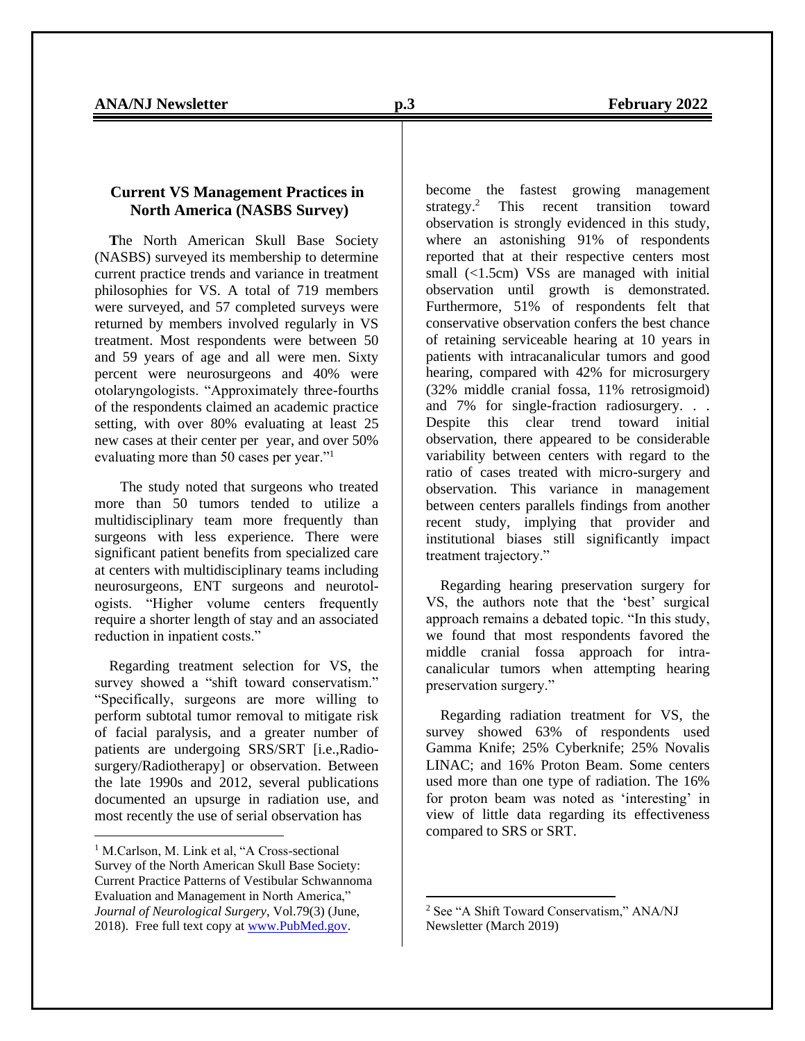## Current VS Management Practices in North America (NASBS Survey)

**T**he North American Skull Base Society (NASBS) surveyed its membership to determine current practice trends and variance in treatment philosophies for VS. A total of 719 members were surveyed, and 57 completed surveys were returned by members involved regularly in VS treatment. Most respondents were between 50 and 59 years of age and all were men. Sixty percent were neurosurgeons and 40% were otolaryngologists. "Approximately three-fourths of the respondents claimed an academic practice setting, with over 80% evaluating at least 25 new cases at their center per year, and over 50% evaluating more than 50 cases per year."[1]

The study noted that surgeons who treated more than 50 tumors tended to utilize a multidisciplinary team more frequently than surgeons with less experience. There were significant patient benefits from specialized care at centers with multidisciplinary teams including neurosurgeons, ENT surgeons and neurotologists. "Higher volume centers frequently require a shorter length of stay and an associated reduction in inpatient costs."

Regarding treatment selection for VS, the survey showed a "shift toward conservatism." "Specifically, surgeons are more willing to perform subtotal tumor removal to mitigate risk of facial paralysis, and a greater number of patients are undergoing SRS/SRT [i.e.,Radiosurgery/Radiotherapy] or observation. Between the late 1990s and 2012, several publications documented an upsurge in radiation use, and most recently the use of serial observation has become the fastest growing management strategy.[2] This recent transition toward observation is strongly evidenced in this study, where an astonishing 91% of respondents reported that at their respective centers most small (<1.5cm) VSs are managed with initial observation until growth is demonstrated. Furthermore, 51% of respondents felt that conservative observation confers the best chance of retaining serviceable hearing at 10 years in patients with intracanalicular tumors and good hearing, compared with 42% for microsurgery (32% middle cranial fossa, 11% retrosigmoid) and 7% for single-fraction radiosurgery. . . Despite this clear trend toward initial observation, there appeared to be considerable variability between centers with regard to the ratio of cases treated with micro-surgery and observation. This variance in management between centers parallels findings from another recent study, implying that provider and institutional biases still significantly impact treatment trajectory."

Regarding hearing preservation surgery for VS, the authors note that the 'best' surgical approach remains a debated topic. "In this study, we found that most respondents favored the middle cranial fossa approach for intracanalicular tumors when attempting hearing preservation surgery."

Regarding radiation treatment for VS, the survey showed 63% of respondents used Gamma Knife; 25% Cyberknife; 25% Novalis LINAC; and 16% Proton Beam. Some centers used more than one type of radiation. The 16% for proton beam was noted as 'interesting' in view of little data regarding its effectiveness compared to SRS or SRT.

---

[1] M.Carlson, M. Link et al, "A Cross-sectional Survey of the North American Skull Base Society: Current Practice Patterns of Vestibular Schwannoma Evaluation and Management in North America," *Journal of Neurological Surgery*, Vol.79(3) (June, 2018). Free full text copy at www.PubMed.gov.

[2] See "A Shift Toward Conservatism," ANA/NJ Newsletter (March 2019)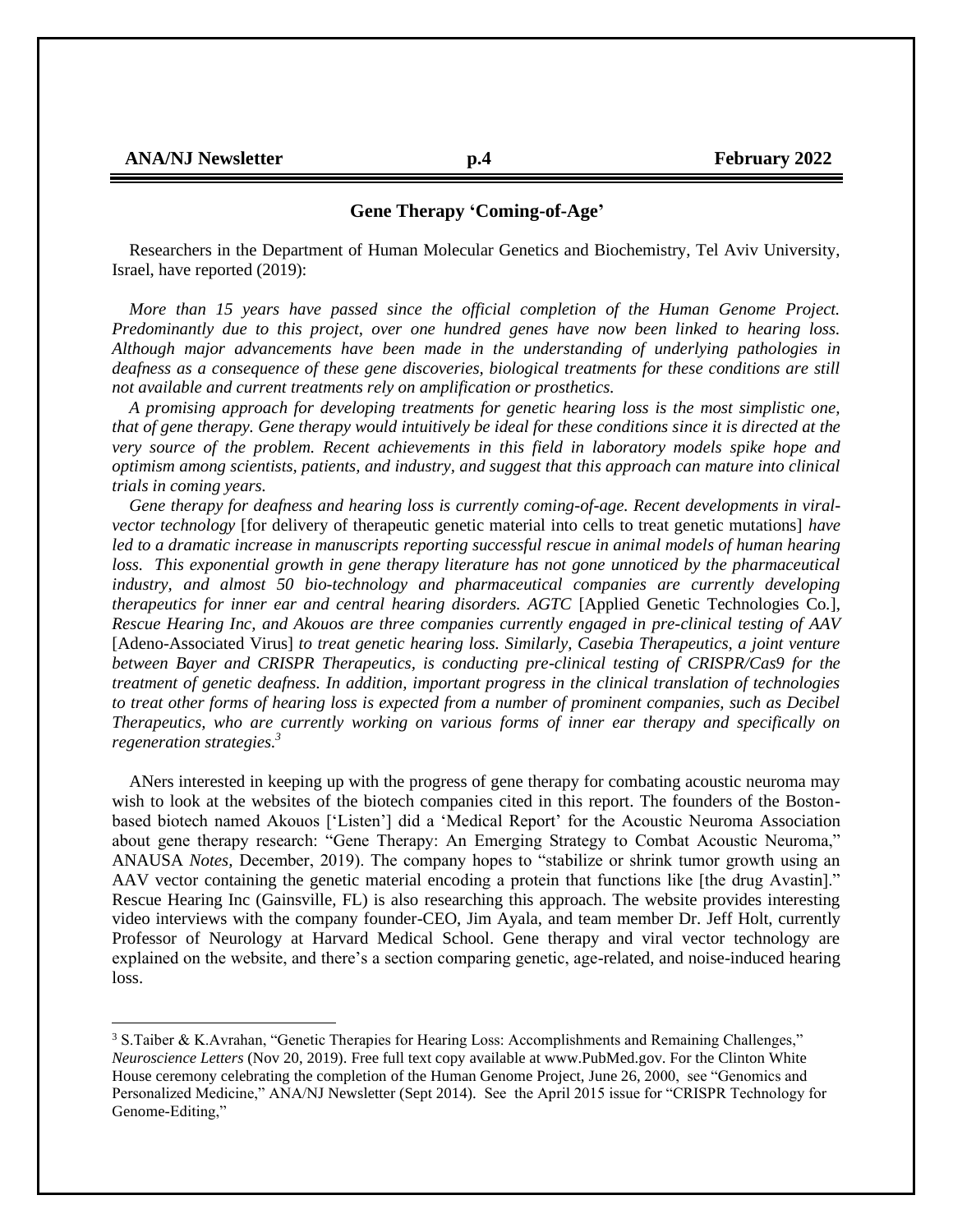## Gene Therapy 'Coming-of-Age'

Researchers in the Department of Human Molecular Genetics and Biochemistry, Tel Aviv University, Israel, have reported (2019):

*More than 15 years have passed since the official completion of the Human Genome Project. Predominantly due to this project, over one hundred genes have now been linked to hearing loss. Although major advancements have been made in the understanding of underlying pathologies in deafness as a consequence of these gene discoveries, biological treatments for these conditions are still not available and current treatments rely on amplification or prosthetics.*

*A promising approach for developing treatments for genetic hearing loss is the most simplistic one, that of gene therapy. Gene therapy would intuitively be ideal for these conditions since it is directed at the very source of the problem. Recent achievements in this field in laboratory models spike hope and optimism among scientists, patients, and industry, and suggest that this approach can mature into clinical trials in coming years.*

*Gene therapy for deafness and hearing loss is currently coming-of-age. Recent developments in viral-vector technology* [for delivery of therapeutic genetic material into cells to treat genetic mutations] *have led to a dramatic increase in manuscripts reporting successful rescue in animal models of human hearing loss. This exponential growth in gene therapy literature has not gone unnoticed by the pharmaceutical industry, and almost 50 bio-technology and pharmaceutical companies are currently developing therapeutics for inner ear and central hearing disorders. AGTC* [Applied Genetic Technologies Co.], *Rescue Hearing Inc, and Akouos are three companies currently engaged in pre-clinical testing of AAV* [Adeno-Associated Virus] *to treat genetic hearing loss. Similarly, Casebia Therapeutics, a joint venture between Bayer and CRISPR Therapeutics, is conducting pre-clinical testing of CRISPR/Cas9 for the treatment of genetic deafness. In addition, important progress in the clinical translation of technologies to treat other forms of hearing loss is expected from a number of prominent companies, such as Decibel Therapeutics, who are currently working on various forms of inner ear therapy and specifically on regeneration strategies.*[3]

ANers interested in keeping up with the progress of gene therapy for combating acoustic neuroma may wish to look at the websites of the biotech companies cited in this report. The founders of the Boston-based biotech named Akouos ['Listen'] did a 'Medical Report' for the Acoustic Neuroma Association about gene therapy research: "Gene Therapy: An Emerging Strategy to Combat Acoustic Neuroma," ANAUSA *Notes,* December, 2019). The company hopes to "stabilize or shrink tumor growth using an AAV vector containing the genetic material encoding a protein that functions like [the drug Avastin]." Rescue Hearing Inc (Gainsville, FL) is also researching this approach. The website provides interesting video interviews with the company founder-CEO, Jim Ayala, and team member Dr. Jeff Holt, currently Professor of Neurology at Harvard Medical School. Gene therapy and viral vector technology are explained on the website, and there's a section comparing genetic, age-related, and noise-induced hearing loss.

---

[3] S.Taiber & K.Avrahan, "Genetic Therapies for Hearing Loss: Accomplishments and Remaining Challenges," *Neuroscience Letters* (Nov 20, 2019). Free full text copy available at www.PubMed.gov. For the Clinton White House ceremony celebrating the completion of the Human Genome Project, June 26, 2000, see "Genomics and Personalized Medicine," ANA/NJ Newsletter (Sept 2014). See the April 2015 issue for "CRISPR Technology for Genome-Editing,"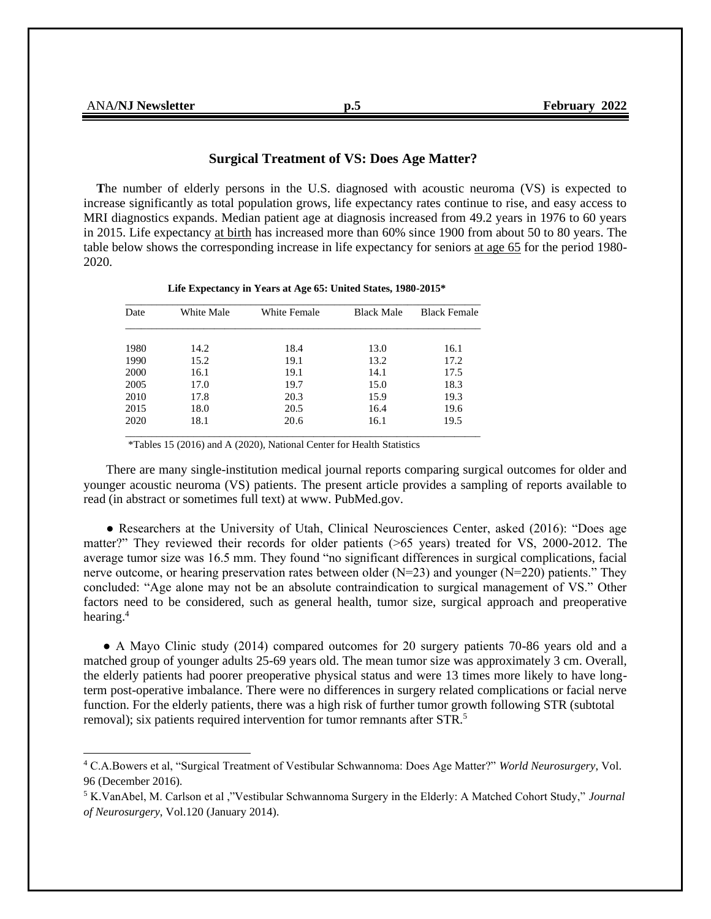## Surgical Treatment of VS: Does Age Matter?

**T**he number of elderly persons in the U.S. diagnosed with acoustic neuroma (VS) is expected to increase significantly as total population grows, life expectancy rates continue to rise, and easy access to MRI diagnostics expands. Median patient age at diagnosis increased from 49.2 years in 1976 to 60 years in 2015. Life expectancy at birth has increased more than 60% since 1900 from about 50 to 80 years. The table below shows the corresponding increase in life expectancy for seniors at age 65 for the period 1980-2020.

**Life Expectancy in Years at Age 65: United States, 1980-2015***

| Date | White Male | White Female | Black Male | Black Female |
|---|---|---|---|---|
| 1980 | 14.2 | 18.4 | 13.0 | 16.1 |
| 1990 | 15.2 | 19.1 | 13.2 | 17.2 |
| 2000 | 16.1 | 19.1 | 14.1 | 17.5 |
| 2005 | 17.0 | 19.7 | 15.0 | 18.3 |
| 2010 | 17.8 | 20.3 | 15.9 | 19.3 |
| 2015 | 18.0 | 20.5 | 16.4 | 19.6 |
| 2020 | 18.1 | 20.6 | 16.1 | 19.5 |

*Tables 15 (2016) and A (2020), National Center for Health Statistics

There are many single-institution medical journal reports comparing surgical outcomes for older and younger acoustic neuroma (VS) patients. The present article provides a sampling of reports available to read (in abstract or sometimes full text) at www. PubMed.gov.

● Researchers at the University of Utah, Clinical Neurosciences Center, asked (2016): "Does age matter?" They reviewed their records for older patients (>65 years) treated for VS, 2000-2012. The average tumor size was 16.5 mm. They found "no significant differences in surgical complications, facial nerve outcome, or hearing preservation rates between older (N=23) and younger (N=220) patients." They concluded: "Age alone may not be an absolute contraindication to surgical management of VS." Other factors need to be considered, such as general health, tumor size, surgical approach and preoperative hearing.[4]

● A Mayo Clinic study (2014) compared outcomes for 20 surgery patients 70-86 years old and a matched group of younger adults 25-69 years old. The mean tumor size was approximately 3 cm. Overall, the elderly patients had poorer preoperative physical status and were 13 times more likely to have long-term post-operative imbalance. There were no differences in surgery related complications or facial nerve function. For the elderly patients, there was a high risk of further tumor growth following STR (subtotal removal); six patients required intervention for tumor remnants after STR.[5]

---

[4] C.A.Bowers et al, "Surgical Treatment of Vestibular Schwannoma: Does Age Matter?" *World Neurosurgery*, Vol. 96 (December 2016).

[5] K.VanAbel, M. Carlson et al ,"Vestibular Schwannoma Surgery in the Elderly: A Matched Cohort Study," *Journal of Neurosurgery*, Vol.120 (January 2014).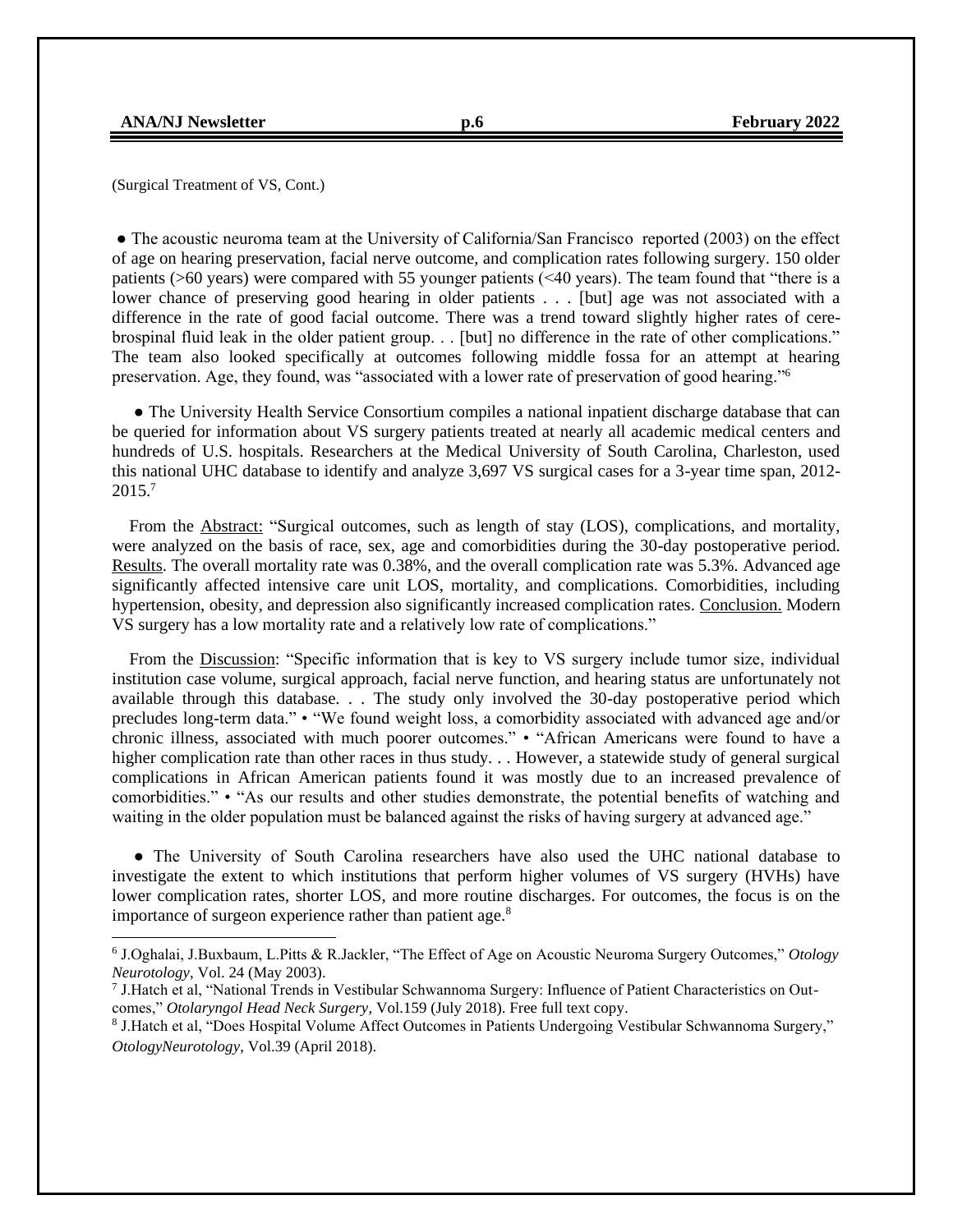(Surgical Treatment of VS, Cont.)

● The acoustic neuroma team at the University of California/San Francisco reported (2003) on the effect of age on hearing preservation, facial nerve outcome, and complication rates following surgery. 150 older patients (>60 years) were compared with 55 younger patients (<40 years). The team found that "there is a lower chance of preserving good hearing in older patients . . . [but] age was not associated with a difference in the rate of good facial outcome. There was a trend toward slightly higher rates of cerebrospinal fluid leak in the older patient group. . . [but] no difference in the rate of other complications." The team also looked specifically at outcomes following middle fossa for an attempt at hearing preservation. Age, they found, was "associated with a lower rate of preservation of good hearing."[6]

● The University Health Service Consortium compiles a national inpatient discharge database that can be queried for information about VS surgery patients treated at nearly all academic medical centers and hundreds of U.S. hospitals. Researchers at the Medical University of South Carolina, Charleston, used this national UHC database to identify and analyze 3,697 VS surgical cases for a 3-year time span, 2012-2015.[7]

From the Abstract: "Surgical outcomes, such as length of stay (LOS), complications, and mortality, were analyzed on the basis of race, sex, age and comorbidities during the 30-day postoperative period. Results. The overall mortality rate was 0.38%, and the overall complication rate was 5.3%. Advanced age significantly affected intensive care unit LOS, mortality, and complications. Comorbidities, including hypertension, obesity, and depression also significantly increased complication rates. Conclusion. Modern VS surgery has a low mortality rate and a relatively low rate of complications."

From the Discussion: "Specific information that is key to VS surgery include tumor size, individual institution case volume, surgical approach, facial nerve function, and hearing status are unfortunately not available through this database. . . The study only involved the 30-day postoperative period which precludes long-term data." • "We found weight loss, a comorbidity associated with advanced age and/or chronic illness, associated with much poorer outcomes." • "African Americans were found to have a higher complication rate than other races in thus study. . . However, a statewide study of general surgical complications in African American patients found it was mostly due to an increased prevalence of comorbidities." • "As our results and other studies demonstrate, the potential benefits of watching and waiting in the older population must be balanced against the risks of having surgery at advanced age."

● The University of South Carolina researchers have also used the UHC national database to investigate the extent to which institutions that perform higher volumes of VS surgery (HVHs) have lower complication rates, shorter LOS, and more routine discharges. For outcomes, the focus is on the importance of surgeon experience rather than patient age.[8]

---

[6] J.Oghalai, J.Buxbaum, L.Pitts & R.Jackler, "The Effect of Age on Acoustic Neuroma Surgery Outcomes," *Otology Neurotology*, Vol. 24 (May 2003).

[7] J.Hatch et al, "National Trends in Vestibular Schwannoma Surgery: Influence of Patient Characteristics on Outcomes," *Otolaryngol Head Neck Surgery*, Vol.159 (July 2018). Free full text copy.

[8] J.Hatch et al, "Does Hospital Volume Affect Outcomes in Patients Undergoing Vestibular Schwannoma Surgery," *OtologyNeurotology*, Vol.39 (April 2018).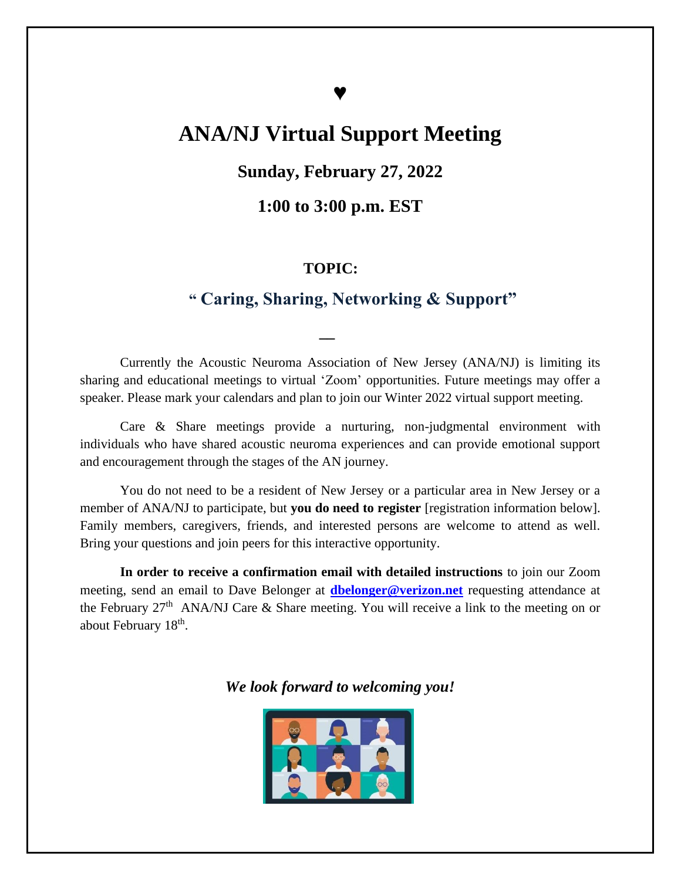♥

# ANA/NJ Virtual Support Meeting

## Sunday, February 27, 2022

## 1:00 to 3:00 p.m. EST

**TOPIC:**

**" Caring, Sharing, Networking & Support"**

—

Currently the Acoustic Neuroma Association of New Jersey (ANA/NJ) is limiting its sharing and educational meetings to virtual 'Zoom' opportunities. Future meetings may offer a speaker. Please mark your calendars and plan to join our Winter 2022 virtual support meeting.

Care & Share meetings provide a nurturing, non-judgmental environment with individuals who have shared acoustic neuroma experiences and can provide emotional support and encouragement through the stages of the AN journey.

You do not need to be a resident of New Jersey or a particular area in New Jersey or a member of ANA/NJ to participate, but **you do need to register** [registration information below]. Family members, caregivers, friends, and interested persons are welcome to attend as well. Bring your questions and join peers for this interactive opportunity.

**In order to receive a confirmation email with detailed instructions** to join our Zoom meeting, send an email to Dave Belonger at **dbelonger@verizon.net** requesting attendance at the February 27th ANA/NJ Care & Share meeting. You will receive a link to the meeting on or about February 18th.

***We look forward to welcoming you!***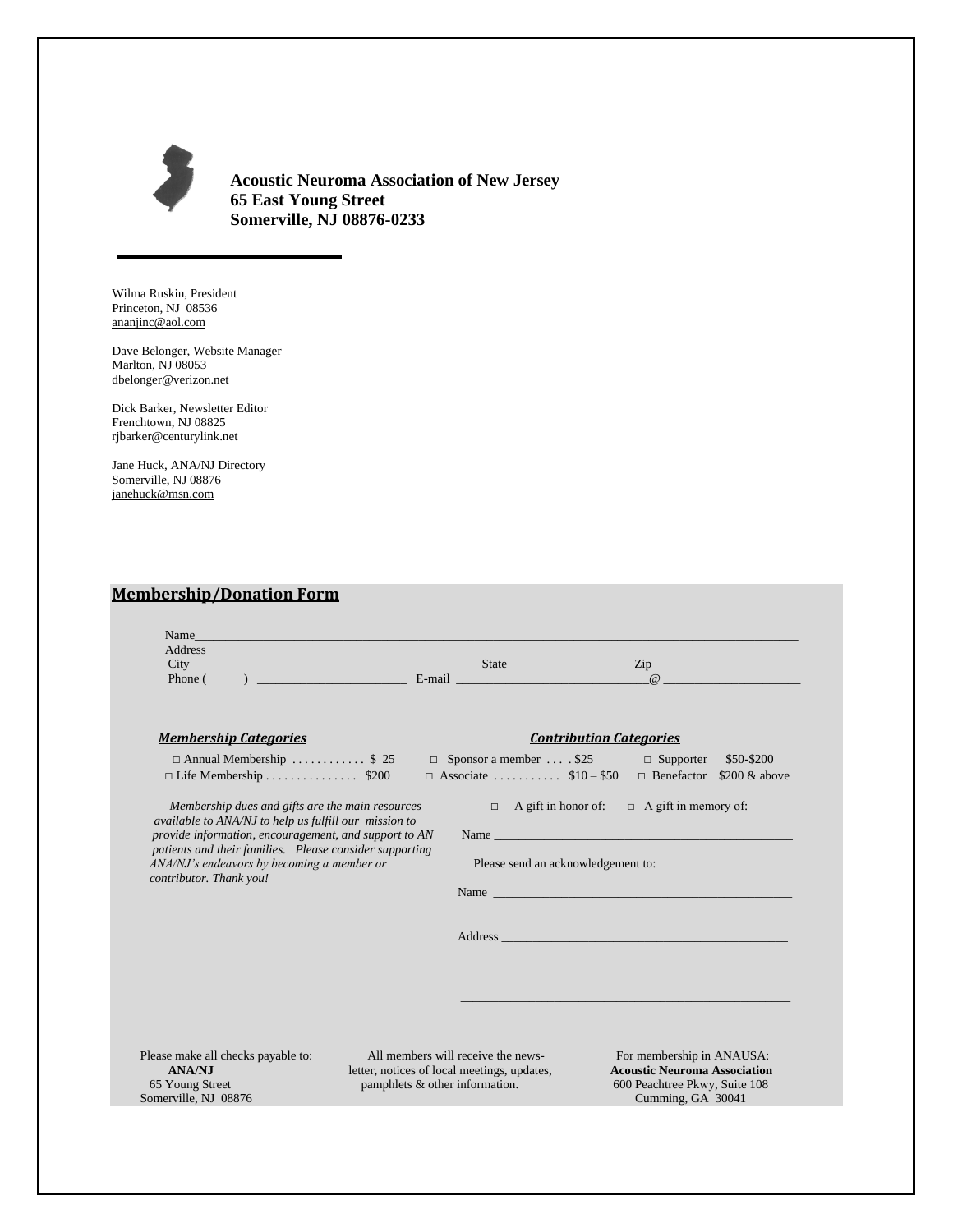**Acoustic Neuroma Association of New Jersey**
**65 East Young Street**
**Somerville, NJ 08876-0233**

Wilma Ruskin, President
Princeton, NJ 08536
ananjinc@aol.com

Dave Belonger, Website Manager
Marlton, NJ 08053
dbelonger@verizon.net

Dick Barker, Newsletter Editor
Frenchtown, NJ 08825
rjbarker@centurylink.net

Jane Huck, ANA/NJ Directory
Somerville, NJ 08876
janehuck@msn.com

## Membership/Donation Form

Name\_\_\_\_\_\_\_\_\_\_\_\_\_\_\_\_\_\_\_\_\_\_\_\_\_\_\_\_\_\_\_\_\_\_\_\_\_\_\_\_\_\_\_\_\_\_\_\_
Address\_\_\_\_\_\_\_\_\_\_\_\_\_\_\_\_\_\_\_\_\_\_\_\_\_\_\_\_\_\_\_\_\_\_\_\_\_\_\_\_\_\_\_\_\_\_
City \_\_\_\_\_\_\_\_\_\_\_\_\_\_\_\_\_\_\_\_ State \_\_\_\_\_\_\_\_\_\_Zip \_\_\_\_\_\_\_\_\_\_\_\_
Phone (     ) \_\_\_\_\_\_\_\_\_\_\_\_\_\_ E-mail \_\_\_\_\_\_\_\_\_\_\_\_\_\_\_@ \_\_\_\_\_\_\_\_\_\_\_\_

***Membership Categories***

□ Annual Membership . . . . . . . . . . . . $ 25
□ Life Membership . . . . . . . . . . . . . . . $200

*Membership dues and gifts are the main resources available to ANA/NJ to help us fulfill our mission to provide information, encouragement, and support to AN patients and their families. Please consider supporting ANA/NJ's endeavors by becoming a member or contributor. Thank you!*

***Contribution Categories***

□ Sponsor a member . . . . $25
□ Associate . . . . . . . . . . . $10 – $50
□ Supporter $50-$200
□ Benefactor $200 & above

□ A gift in honor of: □ A gift in memory of:

Name \_\_\_\_\_\_\_\_\_\_\_\_\_\_\_\_\_\_\_\_\_\_\_\_\_\_\_\_\_\_\_\_\_\_\_\_

Please send an acknowledgement to:

Name \_\_\_\_\_\_\_\_\_\_\_\_\_\_\_\_\_\_\_\_\_\_\_\_\_\_\_\_\_\_\_\_\_\_\_\_

Address \_\_\_\_\_\_\_\_\_\_\_\_\_\_\_\_\_\_\_\_\_\_\_\_\_\_\_\_\_\_\_\_\_\_\_

\_\_\_\_\_\_\_\_\_\_\_\_\_\_\_\_\_\_\_\_\_\_\_\_\_\_\_\_\_\_\_\_\_\_\_\_\_\_\_\_\_\_

Please make all checks payable to:
**ANA/NJ**
65 Young Street
Somerville, NJ 08876

All members will receive the newsletter, notices of local meetings, updates, pamphlets & other information.

For membership in ANAUSA:
**Acoustic Neuroma Association**
600 Peachtree Pkwy, Suite 108
Cumming, GA 30041